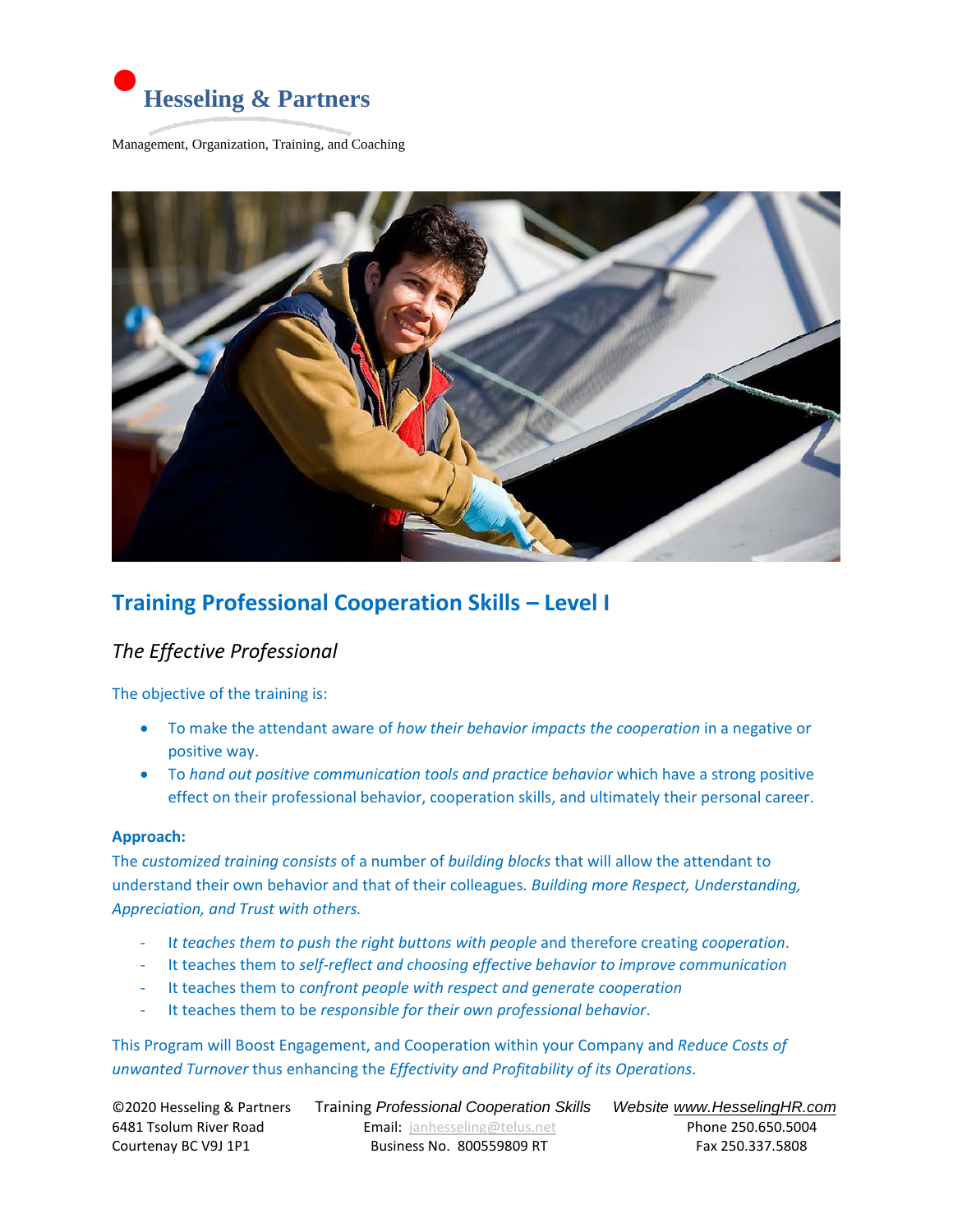**Hesseling & Partners**

Management, Organization, Training, and Coaching

# Training Professional Cooperation Skills – Level I

## *The Effective Professional*

The objective of the training is:

- To make the attendant aware of *how their behavior impacts the cooperation* in a negative or positive way.
- To *hand out positive communication tools and practice behavior* which have a strong positive effect on their professional behavior, cooperation skills, and ultimately their personal career.

**Approach:**

The *customized training consists* of a number of *building blocks* that will allow the attendant to understand their own behavior and that of their colleagues*. Building more Respect, Understanding, Appreciation, and Trust with others.*

- I*t teaches them to push the right buttons with people* and therefore creating *cooperation*.
- It teaches them to *self-reflect and choosing effective behavior to improve communication*
- It teaches them to *confront people with respect and generate cooperation*
- It teaches them to be *responsible for their own professional behavior*.

This Program will Boost Engagement, and Cooperation within your Company and *Reduce Costs of unwanted Turnover* thus enhancing the *Effectivity and Profitability of its Operations*.

©2020 Hesseling & Partners
6481 Tsolum River Road
Courtenay BC V9J 1P1

Training *Professional Cooperation Skills*
Email: janhesseling@telus.net
Business No. 800559809 RT

*Website www.HesselingHR.com*
Phone 250.650.5004
Fax 250.337.5808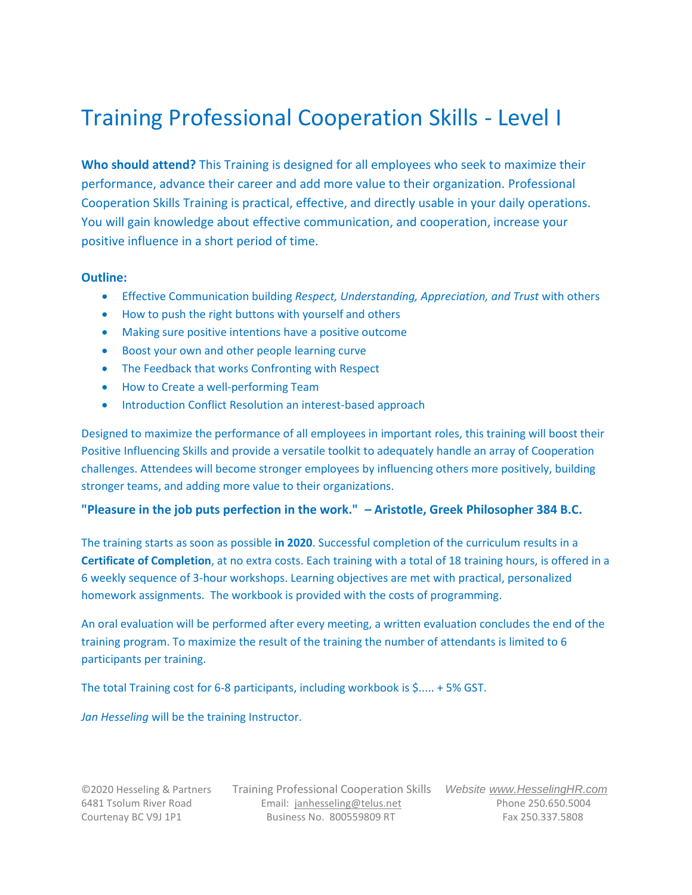# Training Professional Cooperation Skills - Level I

**Who should attend?** This Training is designed for all employees who seek to maximize their performance, advance their career and add more value to their organization. Professional Cooperation Skills Training is practical, effective, and directly usable in your daily operations. You will gain knowledge about effective communication, and cooperation, increase your positive influence in a short period of time.

**Outline:**

- Effective Communication building *Respect, Understanding, Appreciation, and Trust* with others
- How to push the right buttons with yourself and others
- Making sure positive intentions have a positive outcome
- Boost your own and other people learning curve
- The Feedback that works Confronting with Respect
- How to Create a well-performing Team
- Introduction Conflict Resolution an interest-based approach

Designed to maximize the performance of all employees in important roles, this training will boost their Positive Influencing Skills and provide a versatile toolkit to adequately handle an array of Cooperation challenges. Attendees will become stronger employees by influencing others more positively, building stronger teams, and adding more value to their organizations.

**"Pleasure in the job puts perfection in the work." – Aristotle, Greek Philosopher 384 B.C.**

The training starts as soon as possible **in 2020**. Successful completion of the curriculum results in a **Certificate of Completion**, at no extra costs. Each training with a total of 18 training hours, is offered in a 6 weekly sequence of 3-hour workshops. Learning objectives are met with practical, personalized homework assignments. The workbook is provided with the costs of programming.

An oral evaluation will be performed after every meeting, a written evaluation concludes the end of the training program. To maximize the result of the training the number of attendants is limited to 6 participants per training.

The total Training cost for 6-8 participants, including workbook is $..... + 5% GST.

*Jan Hesseling* will be the training Instructor.

©2020 Hesseling & Partners
6481 Tsolum River Road
Courtenay BC V9J 1P1

Training Professional Cooperation Skills
Email: janhesseling@telus.net
Business No. 800559809 RT

Website www.HesselingHR.com
Phone 250.650.5004
Fax 250.337.5808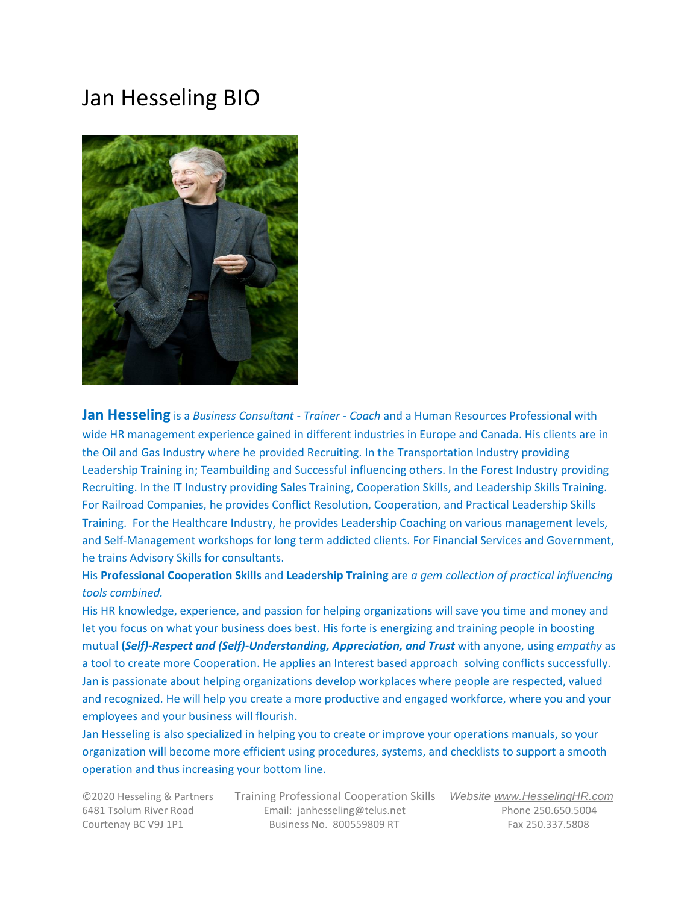# Jan Hesseling BIO

**Jan Hesseling** is a *Business Consultant - Trainer - Coach* and a Human Resources Professional with wide HR management experience gained in different industries in Europe and Canada. His clients are in the Oil and Gas Industry where he provided Recruiting. In the Transportation Industry providing Leadership Training in; Teambuilding and Successful influencing others. In the Forest Industry providing Recruiting. In the IT Industry providing Sales Training, Cooperation Skills, and Leadership Skills Training. For Railroad Companies, he provides Conflict Resolution, Cooperation, and Practical Leadership Skills Training. For the Healthcare Industry, he provides Leadership Coaching on various management levels, and Self-Management workshops for long term addicted clients. For Financial Services and Government, he trains Advisory Skills for consultants.

His **Professional Cooperation Skills** and **Leadership Training** are *a gem collection of practical influencing tools combined.*

His HR knowledge, experience, and passion for helping organizations will save you time and money and let you focus on what your business does best. His forte is energizing and training people in boosting mutual ***(Self)-Respect and (Self)-Understanding, Appreciation, and Trust*** with anyone, using *empathy* as a tool to create more Cooperation. He applies an Interest based approach solving conflicts successfully. Jan is passionate about helping organizations develop workplaces where people are respected, valued and recognized. He will help you create a more productive and engaged workforce, where you and your employees and your business will flourish.

Jan Hesseling is also specialized in helping you to create or improve your operations manuals, so your organization will become more efficient using procedures, systems, and checklists to support a smooth operation and thus increasing your bottom line.

©2020 Hesseling & Partners
6481 Tsolum River Road
Courtenay BC V9J 1P1

Training Professional Cooperation Skills
Email: janhesseling@telus.net
Business No. 800559809 RT

Website www.HesselingHR.com
Phone 250.650.5004
Fax 250.337.5808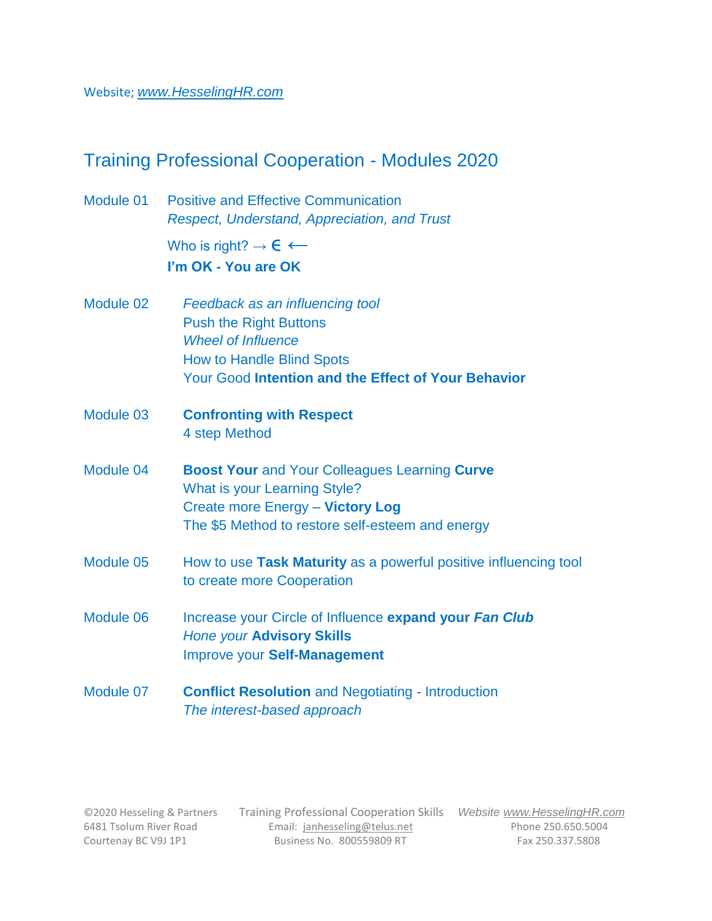Website; *www.HesselingHR.com*

## Training Professional Cooperation - Modules 2020

Module 01 Positive and Effective Communication
*Respect, Understand, Appreciation, and Trust*

Who is right? → ∈ ⟵
**I'm OK - You are OK**

Module 02 *Feedback as an influencing tool*
Push the Right Buttons
*Wheel of Influence*
How to Handle Blind Spots
Your Good **Intention and the Effect of Your Behavior**

Module 03 **Confronting with Respect**
4 step Method

Module 04 **Boost Your** and Your Colleagues Learning **Curve**
What is your Learning Style?
Create more Energy – **Victory Log**
The $5 Method to restore self-esteem and energy

Module 05 How to use **Task Maturity** as a powerful positive influencing tool to create more Cooperation

Module 06 Increase your Circle of Influence **expand your *Fan Club***
*Hone your* **Advisory Skills**
Improve your **Self-Management**

Module 07 **Conflict Resolution** and Negotiating - Introduction
*The interest-based approach*

©2020 Hesseling & Partners
6481 Tsolum River Road
Courtenay BC V9J 1P1

Training Professional Cooperation Skills
Email: janhesseling@telus.net
Business No. 800559809 RT

*Website www.HesselingHR.com*
Phone 250.650.5004
Fax 250.337.5808